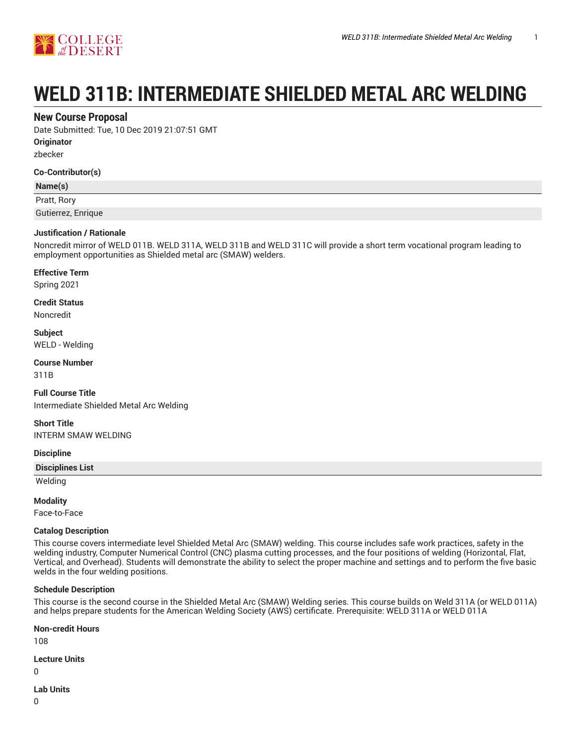# WELD 311B: INTERMEDIATE SHIELDED METAL ARC WELDING

## New Course Proposal

Date Submitted: Tue, 10 Dec 2019 21:07:51 GMT

**Originator**

zbecker

**Co-Contributor(s)**

| Name(s) |
|---|
| Pratt, Rory |
| Gutierrez, Enrique |

**Justification / Rationale**

Noncredit mirror of WELD 011B. WELD 311A, WELD 311B and WELD 311C will provide a short term vocational program leading to employment opportunities as Shielded metal arc (SMAW) welders.

**Effective Term**

Spring 2021

**Credit Status**

Noncredit

**Subject**

WELD - Welding

**Course Number**

311B

**Full Course Title**

Intermediate Shielded Metal Arc Welding

**Short Title**

INTERM SMAW WELDING

**Discipline**

| Disciplines List |
|---|
| Welding |

**Modality**

Face-to-Face

**Catalog Description**

This course covers intermediate level Shielded Metal Arc (SMAW) welding. This course includes safe work practices, safety in the welding industry, Computer Numerical Control (CNC) plasma cutting processes, and the four positions of welding (Horizontal, Flat, Vertical, and Overhead). Students will demonstrate the ability to select the proper machine and settings and to perform the five basic welds in the four welding positions.

**Schedule Description**

This course is the second course in the Shielded Metal Arc (SMAW) Welding series. This course builds on Weld 311A (or WELD 011A) and helps prepare students for the American Welding Society (AWS) certificate. Prerequisite: WELD 311A or WELD 011A

**Non-credit Hours**

108

**Lecture Units**

0

**Lab Units**

0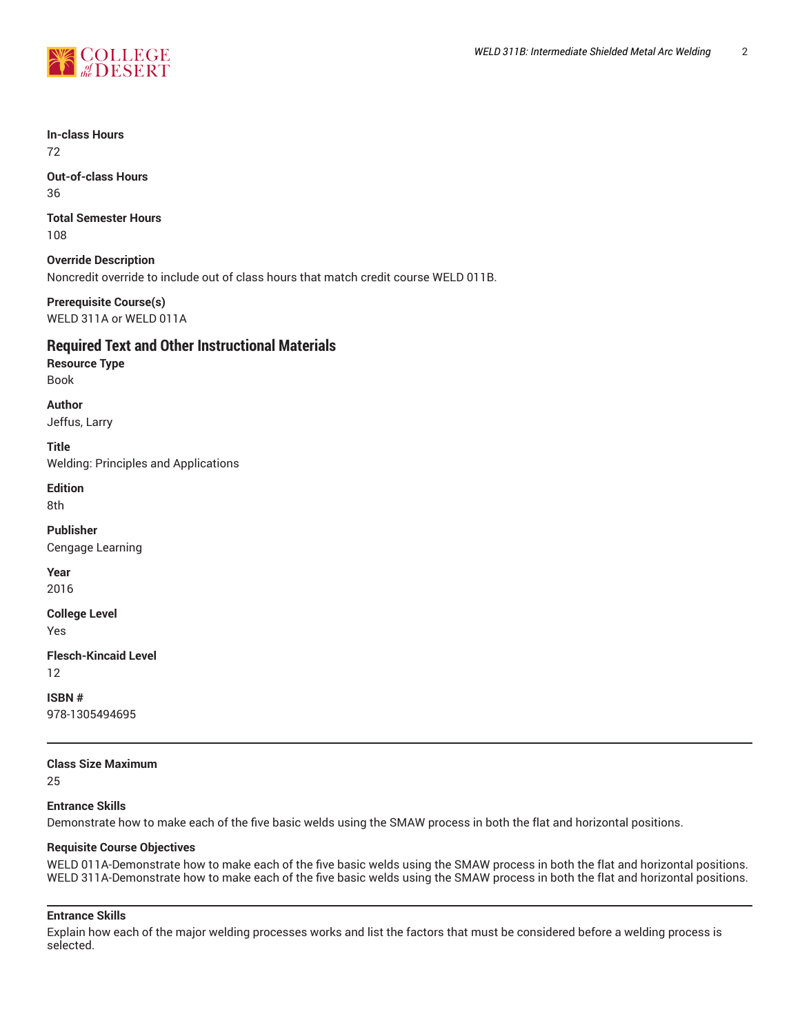**In-class Hours**
72

**Out-of-class Hours**
36

**Total Semester Hours**
108

**Override Description**
Noncredit override to include out of class hours that match credit course WELD 011B.

**Prerequisite Course(s)**
WELD 311A or WELD 011A

## Required Text and Other Instructional Materials

**Resource Type**
Book

**Author**
Jeffus, Larry

**Title**
Welding: Principles and Applications

**Edition**
8th

**Publisher**
Cengage Learning

**Year**
2016

**College Level**
Yes

**Flesch-Kincaid Level**
12

**ISBN #**
978-1305494695

---

**Class Size Maximum**
25

**Entrance Skills**
Demonstrate how to make each of the five basic welds using the SMAW process in both the flat and horizontal positions.

**Requisite Course Objectives**
WELD 011A-Demonstrate how to make each of the five basic welds using the SMAW process in both the flat and horizontal positions.
WELD 311A-Demonstrate how to make each of the five basic welds using the SMAW process in both the flat and horizontal positions.

---

**Entrance Skills**
Explain how each of the major welding processes works and list the factors that must be considered before a welding process is selected.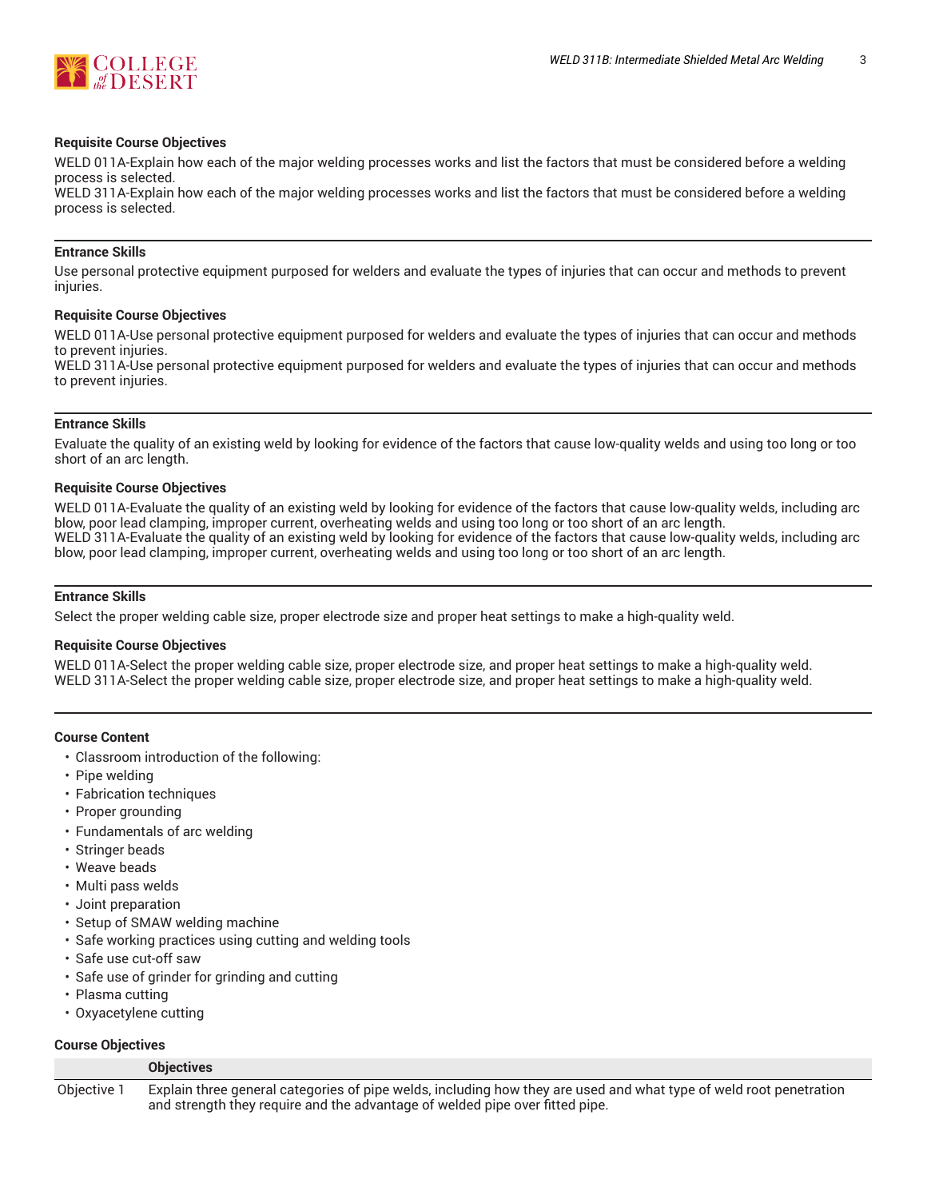#### Requisite Course Objectives

WELD 011A-Explain how each of the major welding processes works and list the factors that must be considered before a welding process is selected.
WELD 311A-Explain how each of the major welding processes works and list the factors that must be considered before a welding process is selected.

---

#### Entrance Skills

Use personal protective equipment purposed for welders and evaluate the types of injuries that can occur and methods to prevent injuries.

#### Requisite Course Objectives

WELD 011A-Use personal protective equipment purposed for welders and evaluate the types of injuries that can occur and methods to prevent injuries.
WELD 311A-Use personal protective equipment purposed for welders and evaluate the types of injuries that can occur and methods to prevent injuries.

---

#### Entrance Skills

Evaluate the quality of an existing weld by looking for evidence of the factors that cause low-quality welds and using too long or too short of an arc length.

#### Requisite Course Objectives

WELD 011A-Evaluate the quality of an existing weld by looking for evidence of the factors that cause low-quality welds, including arc blow, poor lead clamping, improper current, overheating welds and using too long or too short of an arc length.
WELD 311A-Evaluate the quality of an existing weld by looking for evidence of the factors that cause low-quality welds, including arc blow, poor lead clamping, improper current, overheating welds and using too long or too short of an arc length.

---

#### Entrance Skills

Select the proper welding cable size, proper electrode size and proper heat settings to make a high-quality weld.

#### Requisite Course Objectives

WELD 011A-Select the proper welding cable size, proper electrode size, and proper heat settings to make a high-quality weld.
WELD 311A-Select the proper welding cable size, proper electrode size, and proper heat settings to make a high-quality weld.

---

#### Course Content

- Classroom introduction of the following:
- Pipe welding
- Fabrication techniques
- Proper grounding
- Fundamentals of arc welding
- Stringer beads
- Weave beads
- Multi pass welds
- Joint preparation
- Setup of SMAW welding machine
- Safe working practices using cutting and welding tools
- Safe use cut-off saw
- Safe use of grinder for grinding and cutting
- Plasma cutting
- Oxyacetylene cutting

#### Course Objectives

| | Objectives |
|---|---|
| Objective 1 | Explain three general categories of pipe welds, including how they are used and what type of weld root penetration and strength they require and the advantage of welded pipe over fitted pipe. |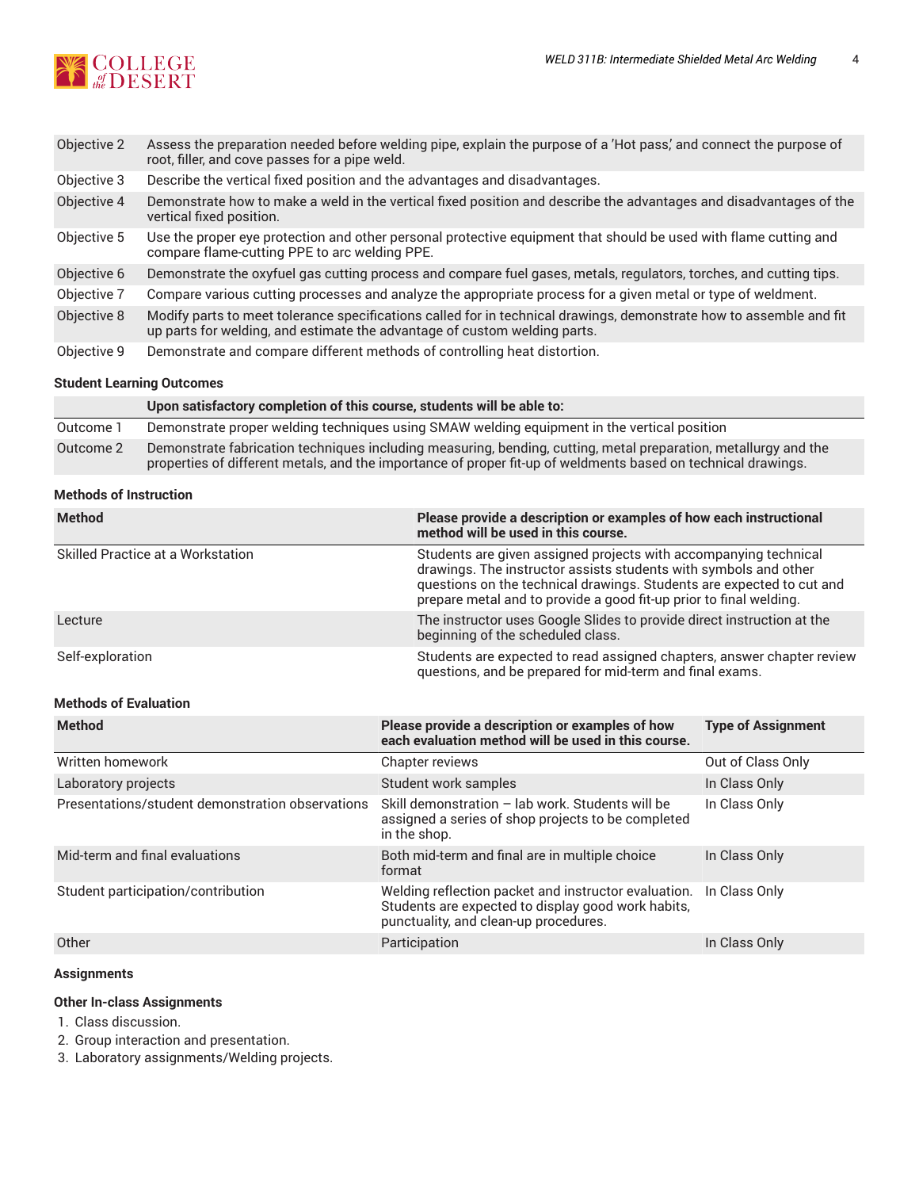| | |
|---|---|
| Objective 2 | Assess the preparation needed before welding pipe, explain the purpose of a 'Hot pass,' and connect the purpose of root, filler, and cove passes for a pipe weld. |
| Objective 3 | Describe the vertical fixed position and the advantages and disadvantages. |
| Objective 4 | Demonstrate how to make a weld in the vertical fixed position and describe the advantages and disadvantages of the vertical fixed position. |
| Objective 5 | Use the proper eye protection and other personal protective equipment that should be used with flame cutting and compare flame-cutting PPE to arc welding PPE. |
| Objective 6 | Demonstrate the oxyfuel gas cutting process and compare fuel gases, metals, regulators, torches, and cutting tips. |
| Objective 7 | Compare various cutting processes and analyze the appropriate process for a given metal or type of weldment. |
| Objective 8 | Modify parts to meet tolerance specifications called for in technical drawings, demonstrate how to assemble and fit up parts for welding, and estimate the advantage of custom welding parts. |
| Objective 9 | Demonstrate and compare different methods of controlling heat distortion. |

### Student Learning Outcomes

| | Upon satisfactory completion of this course, students will be able to: |
|---|---|
| Outcome 1 | Demonstrate proper welding techniques using SMAW welding equipment in the vertical position |
| Outcome 2 | Demonstrate fabrication techniques including measuring, bending, cutting, metal preparation, metallurgy and the properties of different metals, and the importance of proper fit-up of weldments based on technical drawings. |

### Methods of Instruction

| Method | Please provide a description or examples of how each instructional method will be used in this course. |
|---|---|
| Skilled Practice at a Workstation | Students are given assigned projects with accompanying technical drawings. The instructor assists students with symbols and other questions on the technical drawings. Students are expected to cut and prepare metal and to provide a good fit-up prior to final welding. |
| Lecture | The instructor uses Google Slides to provide direct instruction at the beginning of the scheduled class. |
| Self-exploration | Students are expected to read assigned chapters, answer chapter review questions, and be prepared for mid-term and final exams. |

### Methods of Evaluation

| Method | Please provide a description or examples of how each evaluation method will be used in this course. | Type of Assignment |
|---|---|---|
| Written homework | Chapter reviews | Out of Class Only |
| Laboratory projects | Student work samples | In Class Only |
| Presentations/student demonstration observations | Skill demonstration – lab work. Students will be assigned a series of shop projects to be completed in the shop. | In Class Only |
| Mid-term and final evaluations | Both mid-term and final are in multiple choice format | In Class Only |
| Student participation/contribution | Welding reflection packet and instructor evaluation. Students are expected to display good work habits, punctuality, and clean-up procedures. | In Class Only |
| Other | Participation | In Class Only |

### Assignments

#### Other In-class Assignments

1. Class discussion.
2. Group interaction and presentation.
3. Laboratory assignments/Welding projects.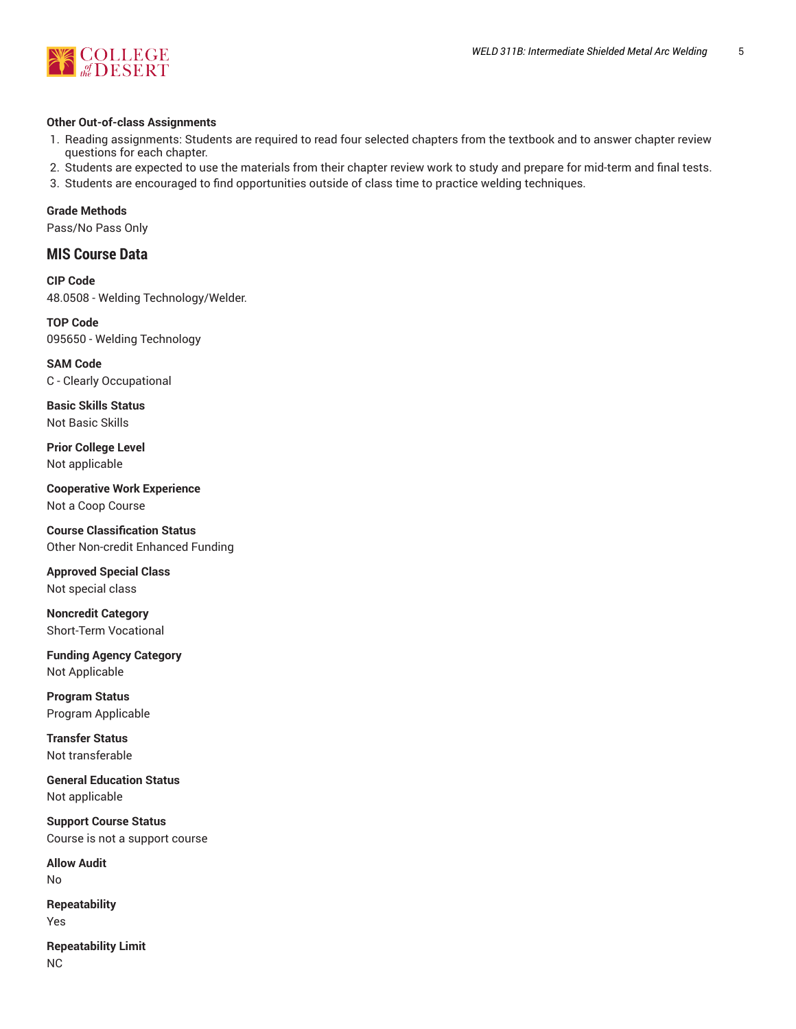**Other Out-of-class Assignments**

1. Reading assignments: Students are required to read four selected chapters from the textbook and to answer chapter review questions for each chapter.
2. Students are expected to use the materials from their chapter review work to study and prepare for mid-term and final tests.
3. Students are encouraged to find opportunities outside of class time to practice welding techniques.

**Grade Methods**
Pass/No Pass Only

## MIS Course Data

**CIP Code**
48.0508 - Welding Technology/Welder.

**TOP Code**
095650 - Welding Technology

**SAM Code**
C - Clearly Occupational

**Basic Skills Status**
Not Basic Skills

**Prior College Level**
Not applicable

**Cooperative Work Experience**
Not a Coop Course

**Course Classification Status**
Other Non-credit Enhanced Funding

**Approved Special Class**
Not special class

**Noncredit Category**
Short-Term Vocational

**Funding Agency Category**
Not Applicable

**Program Status**
Program Applicable

**Transfer Status**
Not transferable

**General Education Status**
Not applicable

**Support Course Status**
Course is not a support course

**Allow Audit**
No

**Repeatability**
Yes

**Repeatability Limit**
NC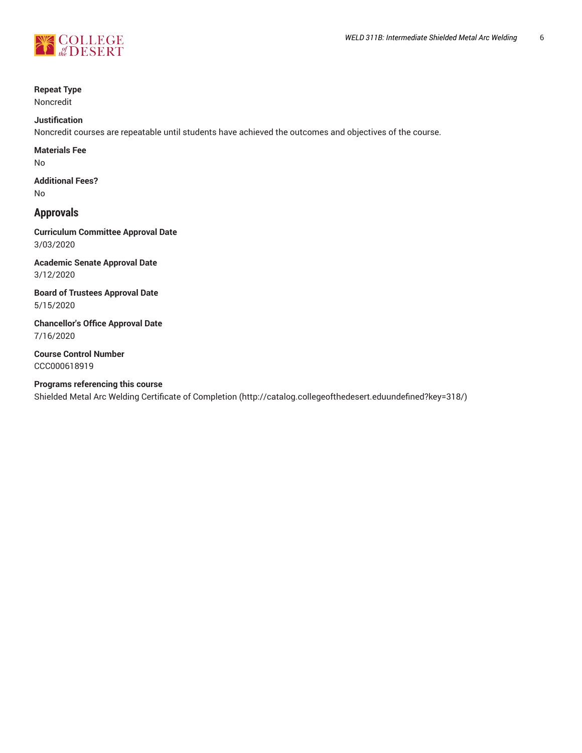**Repeat Type**

Noncredit

**Justification**

Noncredit courses are repeatable until students have achieved the outcomes and objectives of the course.

**Materials Fee**

No

**Additional Fees?**

No

## Approvals

**Curriculum Committee Approval Date**

3/03/2020

**Academic Senate Approval Date**

3/12/2020

**Board of Trustees Approval Date**

5/15/2020

**Chancellor's Office Approval Date**

7/16/2020

**Course Control Number**

CCC000618919

**Programs referencing this course**

Shielded Metal Arc Welding Certificate of Completion (http://catalog.collegeofthedesert.eduundefined?key=318/)